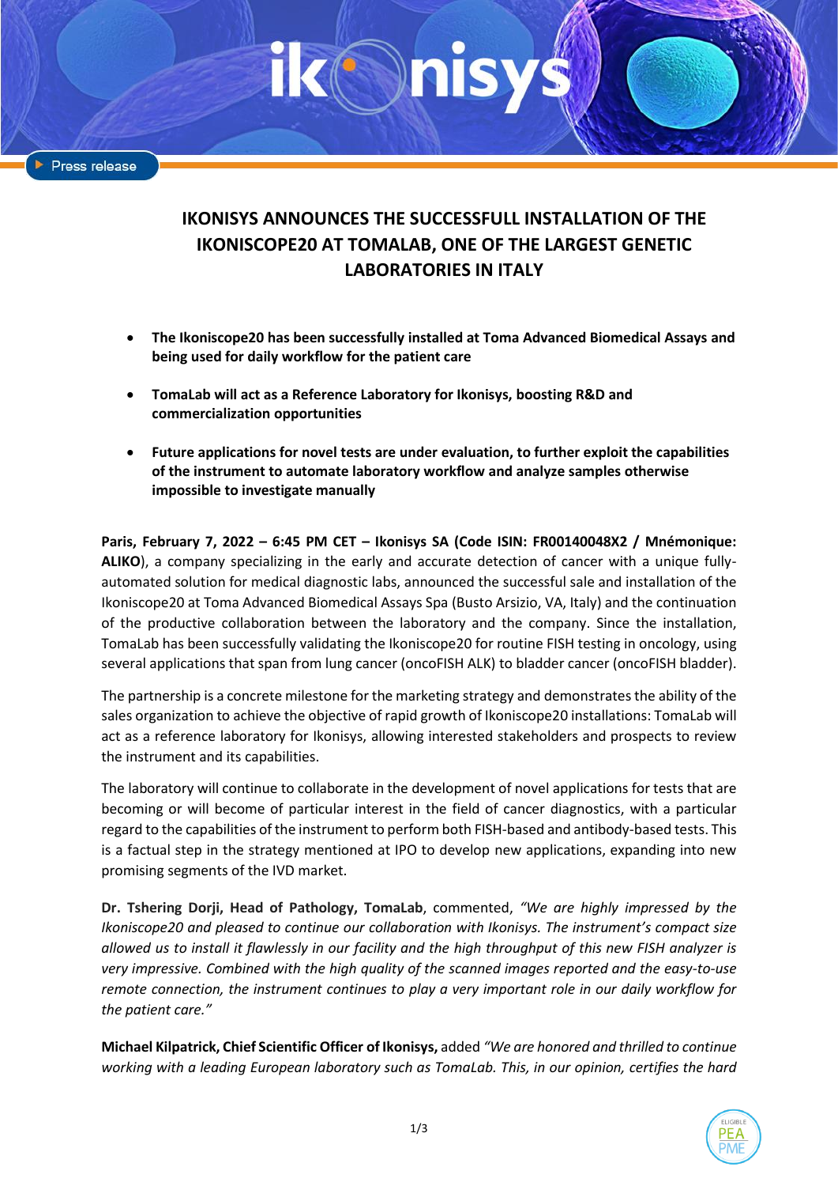Press release

# IKONISYS ANNOUNCES THE SUCCESSFULL INSTALLATION OF THE IKONISCOPE20 AT TOMALAB, ONE OF THE LARGEST GENETIC LABORATORIES IN ITALY

- **The Ikoniscope20 has been successfully installed at Toma Advanced Biomedical Assays and being used for daily workflow for the patient care**
- **TomaLab will act as a Reference Laboratory for Ikonisys, boosting R&D and commercialization opportunities**
- **Future applications for novel tests are under evaluation, to further exploit the capabilities of the instrument to automate laboratory workflow and analyze samples otherwise impossible to investigate manually**

**Paris, February 7, 2022 – 6:45 PM CET – Ikonisys SA (Code ISIN: FR00140048X2 / Mnémonique: ALIKO**), a company specializing in the early and accurate detection of cancer with a unique fully-automated solution for medical diagnostic labs, announced the successful sale and installation of the Ikoniscope20 at Toma Advanced Biomedical Assays Spa (Busto Arsizio, VA, Italy) and the continuation of the productive collaboration between the laboratory and the company. Since the installation, TomaLab has been successfully validating the Ikoniscope20 for routine FISH testing in oncology, using several applications that span from lung cancer (oncoFISH ALK) to bladder cancer (oncoFISH bladder).

The partnership is a concrete milestone for the marketing strategy and demonstrates the ability of the sales organization to achieve the objective of rapid growth of Ikoniscope20 installations: TomaLab will act as a reference laboratory for Ikonisys, allowing interested stakeholders and prospects to review the instrument and its capabilities.

The laboratory will continue to collaborate in the development of novel applications for tests that are becoming or will become of particular interest in the field of cancer diagnostics, with a particular regard to the capabilities of the instrument to perform both FISH-based and antibody-based tests. This is a factual step in the strategy mentioned at IPO to develop new applications, expanding into new promising segments of the IVD market.

**Dr. Tshering Dorji, Head of Pathology, TomaLab**, commented, *"We are highly impressed by the Ikoniscope20 and pleased to continue our collaboration with Ikonisys. The instrument's compact size allowed us to install it flawlessly in our facility and the high throughput of this new FISH analyzer is very impressive. Combined with the high quality of the scanned images reported and the easy-to-use remote connection, the instrument continues to play a very important role in our daily workflow for the patient care."*

**Michael Kilpatrick, Chief Scientific Officer of Ikonisys,** added *"We are honored and thrilled to continue working with a leading European laboratory such as TomaLab. This, in our opinion, certifies the hard*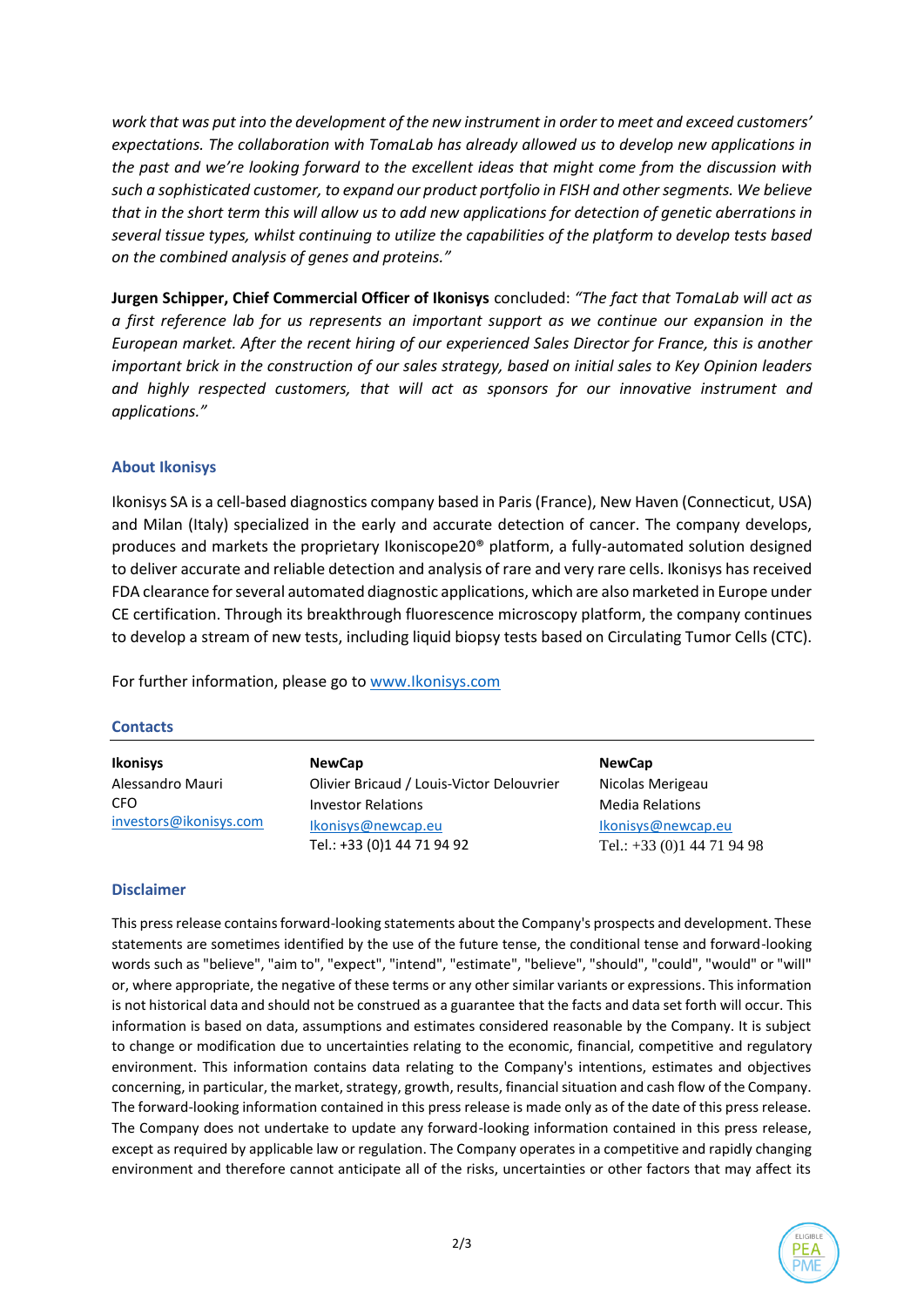*work that was put into the development of the new instrument in order to meet and exceed customers' expectations. The collaboration with TomaLab has already allowed us to develop new applications in the past and we're looking forward to the excellent ideas that might come from the discussion with such a sophisticated customer, to expand our product portfolio in FISH and other segments. We believe that in the short term this will allow us to add new applications for detection of genetic aberrations in several tissue types, whilst continuing to utilize the capabilities of the platform to develop tests based on the combined analysis of genes and proteins."*

**Jurgen Schipper, Chief Commercial Officer of Ikonisys** concluded: *"The fact that TomaLab will act as a first reference lab for us represents an important support as we continue our expansion in the European market. After the recent hiring of our experienced Sales Director for France, this is another important brick in the construction of our sales strategy, based on initial sales to Key Opinion leaders and highly respected customers, that will act as sponsors for our innovative instrument and applications."*

## About Ikonisys

Ikonisys SA is a cell-based diagnostics company based in Paris (France), New Haven (Connecticut, USA) and Milan (Italy) specialized in the early and accurate detection of cancer. The company develops, produces and markets the proprietary Ikoniscope20® platform, a fully-automated solution designed to deliver accurate and reliable detection and analysis of rare and very rare cells. Ikonisys has received FDA clearance for several automated diagnostic applications, which are also marketed in Europe under CE certification. Through its breakthrough fluorescence microscopy platform, the company continues to develop a stream of new tests, including liquid biopsy tests based on Circulating Tumor Cells (CTC).

For further information, please go to www.Ikonisys.com

## Contacts

| **Ikonisys** | **NewCap** | **NewCap** |
|---|---|---|
| Alessandro Mauri | Olivier Bricaud / Louis-Victor Delouvrier | Nicolas Merigeau |
| CFO | Investor Relations | Media Relations |
| investors@ikonisys.com | Ikonisys@newcap.eu | Ikonisys@newcap.eu |
| | Tel.: +33 (0)1 44 71 94 92 | Tel.: +33 (0)1 44 71 94 98 |

## Disclaimer

This press release contains forward-looking statements about the Company's prospects and development. These statements are sometimes identified by the use of the future tense, the conditional tense and forward-looking words such as "believe", "aim to", "expect", "intend", "estimate", "believe", "should", "could", "would" or "will" or, where appropriate, the negative of these terms or any other similar variants or expressions. This information is not historical data and should not be construed as a guarantee that the facts and data set forth will occur. This information is based on data, assumptions and estimates considered reasonable by the Company. It is subject to change or modification due to uncertainties relating to the economic, financial, competitive and regulatory environment. This information contains data relating to the Company's intentions, estimates and objectives concerning, in particular, the market, strategy, growth, results, financial situation and cash flow of the Company. The forward-looking information contained in this press release is made only as of the date of this press release. The Company does not undertake to update any forward-looking information contained in this press release, except as required by applicable law or regulation. The Company operates in a competitive and rapidly changing environment and therefore cannot anticipate all of the risks, uncertainties or other factors that may affect its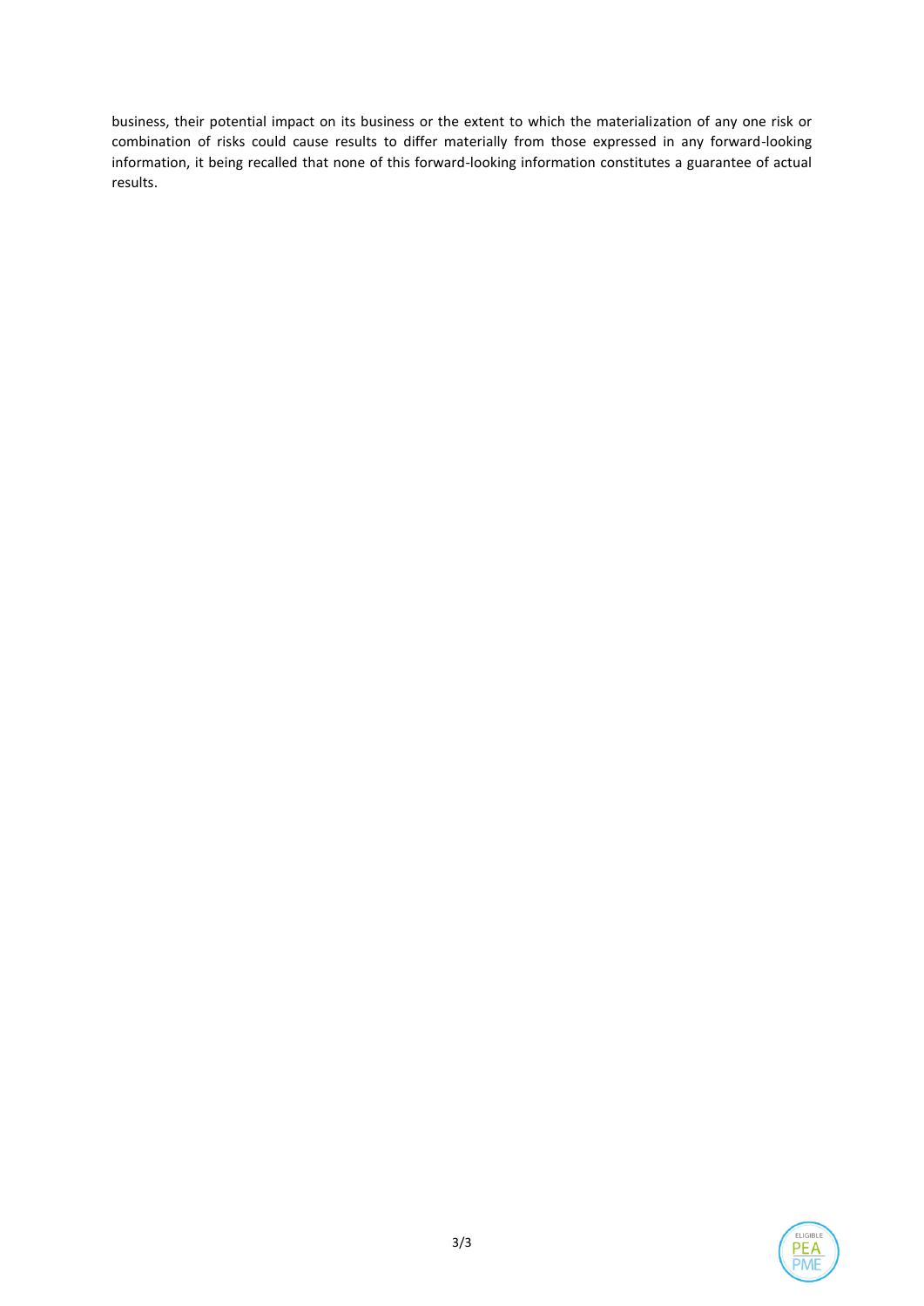business, their potential impact on its business or the extent to which the materialization of any one risk or combination of risks could cause results to differ materially from those expressed in any forward-looking information, it being recalled that none of this forward-looking information constitutes a guarantee of actual results.